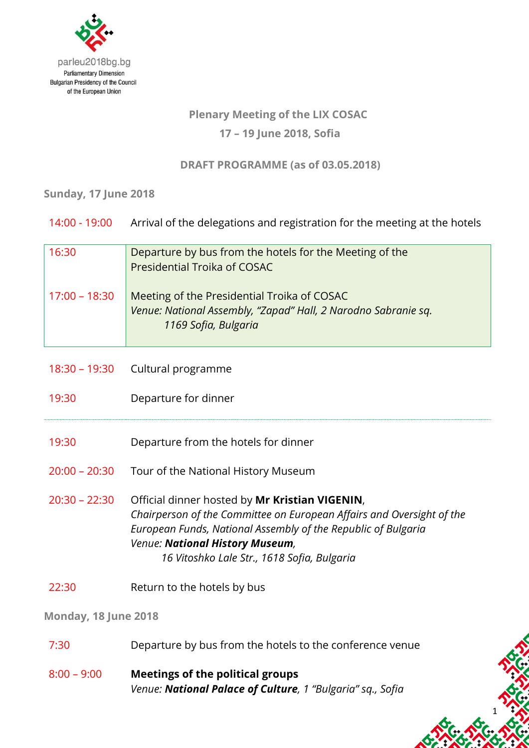parleu2018bg.bg
Parliamentary Dimension
Bulgarian Presidency of the Council of the European Union

## Plenary Meeting of the LIX COSAC

## 17 – 19 June 2018, Sofia

### DRAFT PROGRAMME (as of 03.05.2018)

### Sunday, 17 June 2018

| | |
|---|---|
| 14:00 - 19:00 | Arrival of the delegations and registration for the meeting at the hotels |
| 16:30 | Departure by bus from the hotels for the Meeting of the Presidential Troika of COSAC |
| 17:00 – 18:30 | Meeting of the Presidential Troika of COSAC<br>*Venue: National Assembly, "Zapad" Hall, 2 Narodno Sabranie sq. 1169 Sofia, Bulgaria* |
| 18:30 – 19:30 | Cultural programme |
| 19:30 | Departure for dinner |
| 19:30 | Departure from the hotels for dinner |
| 20:00 – 20:30 | Tour of the National History Museum |
| 20:30 – 22:30 | Official dinner hosted by **Mr Kristian VIGENIN**,<br>*Chairperson of the Committee on European Affairs and Oversight of the European Funds, National Assembly of the Republic of Bulgaria*<br>*Venue: **National History Museum**, 16 Vitoshko Lale Str., 1618 Sofia, Bulgaria* |
| 22:30 | Return to the hotels by bus |

### Monday, 18 June 2018

| | |
|---|---|
| 7:30 | Departure by bus from the hotels to the conference venue |
| 8:00 – 9:00 | **Meetings of the political groups**<br>*Venue: **National Palace of Culture**, 1 "Bulgaria" sq., Sofia* |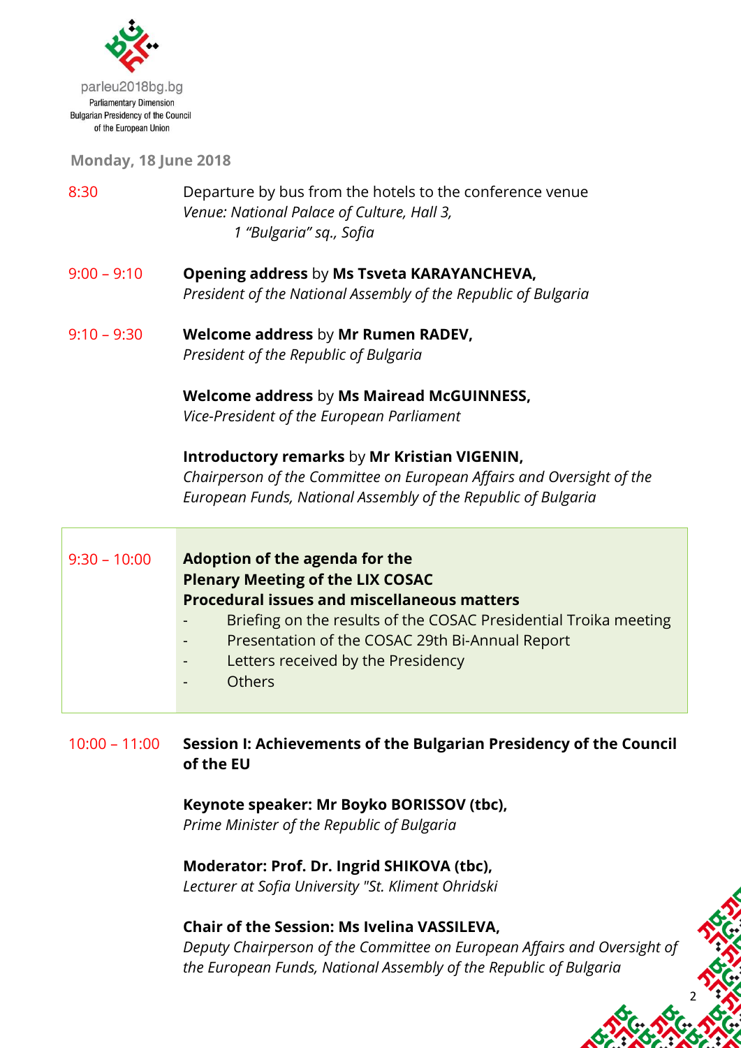parleu2018bg.bg
Parliamentary Dimension
Bulgarian Presidency of the Council of the European Union

**Monday, 18 June 2018**

8:30 — Departure by bus from the hotels to the conference venue
*Venue: National Palace of Culture, Hall 3,*
*1 "Bulgaria" sq., Sofia*

9:00 – 9:10 — **Opening address** by **Ms Tsveta KARAYANCHEVA,**
*President of the National Assembly of the Republic of Bulgaria*

9:10 – 9:30 — **Welcome address** by **Mr Rumen RADEV,**
*President of the Republic of Bulgaria*

**Welcome address** by **Ms Mairead McGUINNESS,**
*Vice-President of the European Parliament*

**Introductory remarks** by **Mr Kristian VIGENIN,**
*Chairperson of the Committee on European Affairs and Oversight of the European Funds, National Assembly of the Republic of Bulgaria*

9:30 – 10:00 — **Adoption of the agenda for the Plenary Meeting of the LIX COSAC**
**Procedural issues and miscellaneous matters**

- Briefing on the results of the COSAC Presidential Troika meeting
- Presentation of the COSAC 29th Bi-Annual Report
- Letters received by the Presidency
- Others

10:00 – 11:00 — **Session I: Achievements of the Bulgarian Presidency of the Council of the EU**

**Keynote speaker: Mr Boyko BORISSOV (tbc),**
*Prime Minister of the Republic of Bulgaria*

**Moderator: Prof. Dr. Ingrid SHIKOVA (tbc),**
*Lecturer at Sofia University "St. Kliment Ohridski*

**Chair of the Session: Ms Ivelina VASSILEVA,**
*Deputy Chairperson of the Committee on European Affairs and Oversight of the European Funds, National Assembly of the Republic of Bulgaria*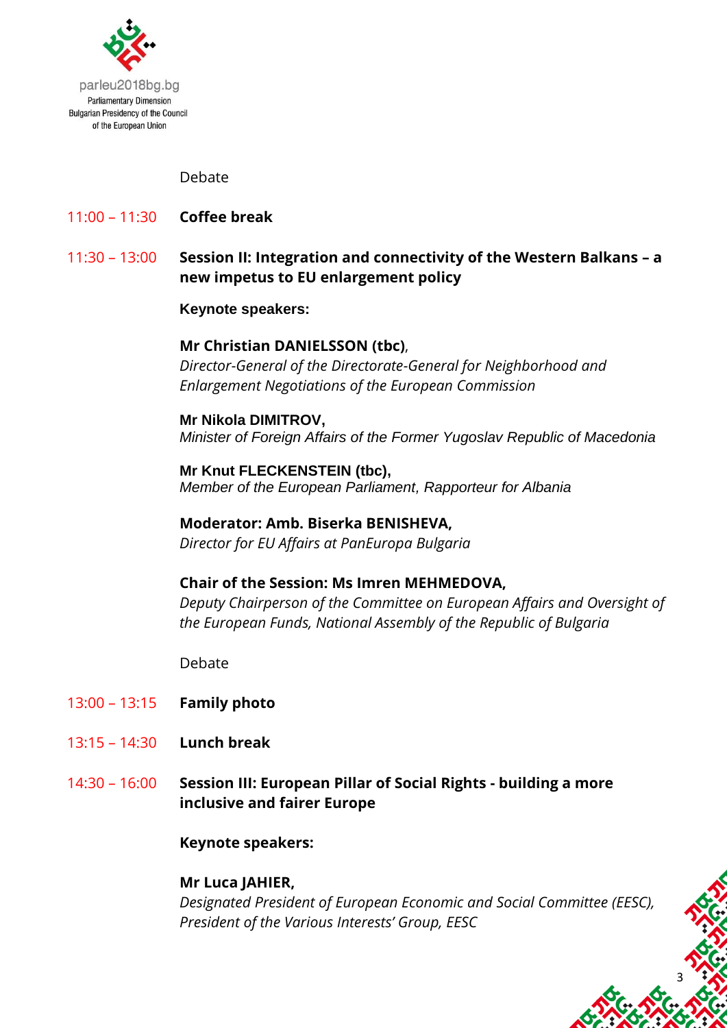Debate

11:00 – 11:30 **Coffee break**

11:30 – 13:00 **Session II: Integration and connectivity of the Western Balkans – a new impetus to EU enlargement policy**

**Keynote speakers:**

**Mr Christian DANIELSSON (tbc)**,
*Director-General of the Directorate-General for Neighborhood and Enlargement Negotiations of the European Commission*

**Mr Nikola DIMITROV,**
*Minister of Foreign Affairs of the Former Yugoslav Republic of Macedonia*

**Mr Knut FLECKENSTEIN (tbc),**
*Member of the European Parliament, Rapporteur for Albania*

**Moderator: Amb. Biserka BENISHEVA,**
*Director for EU Affairs at PanEuropa Bulgaria*

**Chair of the Session: Ms Imren MEHMEDOVA,**
*Deputy Chairperson of the Committee on European Affairs and Oversight of the European Funds, National Assembly of the Republic of Bulgaria*

Debate

13:00 – 13:15 **Family photo**

13:15 – 14:30 **Lunch break**

14:30 – 16:00 **Session III: European Pillar of Social Rights - building a more inclusive and fairer Europe**

**Keynote speakers:**

**Mr Luca JAHIER,**
*Designated President of European Economic and Social Committee (EESC), President of the Various Interests' Group, EESC*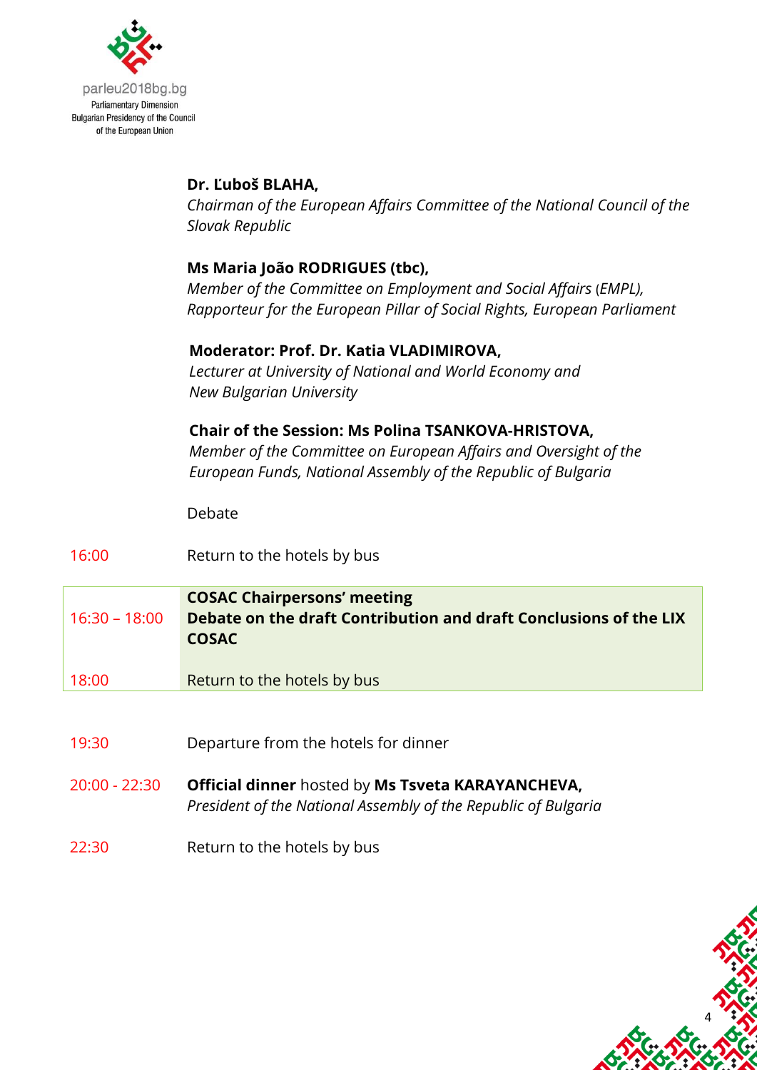**Dr. Ľuboš BLAHA,**
*Chairman of the European Affairs Committee of the National Council of the Slovak Republic*

**Ms Maria João RODRIGUES (tbc),**
*Member of the Committee on Employment and Social Affairs (EMPL), Rapporteur for the European Pillar of Social Rights, European Parliament*

**Moderator: Prof. Dr. Katia VLADIMIROVA,**
*Lecturer at University of National and World Economy and New Bulgarian University*

**Chair of the Session: Ms Polina TSANKOVA-HRISTOVA,**
*Member of the Committee on European Affairs and Oversight of the European Funds, National Assembly of the Republic of Bulgaria*

Debate

| | |
|---|---|
| 16:00 | Return to the hotels by bus |
| 16:30 – 18:00 | **COSAC Chairpersons' meeting** <br> **Debate on the draft Contribution and draft Conclusions of the LIX COSAC** |
| 18:00 | Return to the hotels by bus |
| 19:30 | Departure from the hotels for dinner |
| 20:00 - 22:30 | **Official dinner** hosted by **Ms Tsveta KARAYANCHEVA,** *President of the National Assembly of the Republic of Bulgaria* |
| 22:30 | Return to the hotels by bus |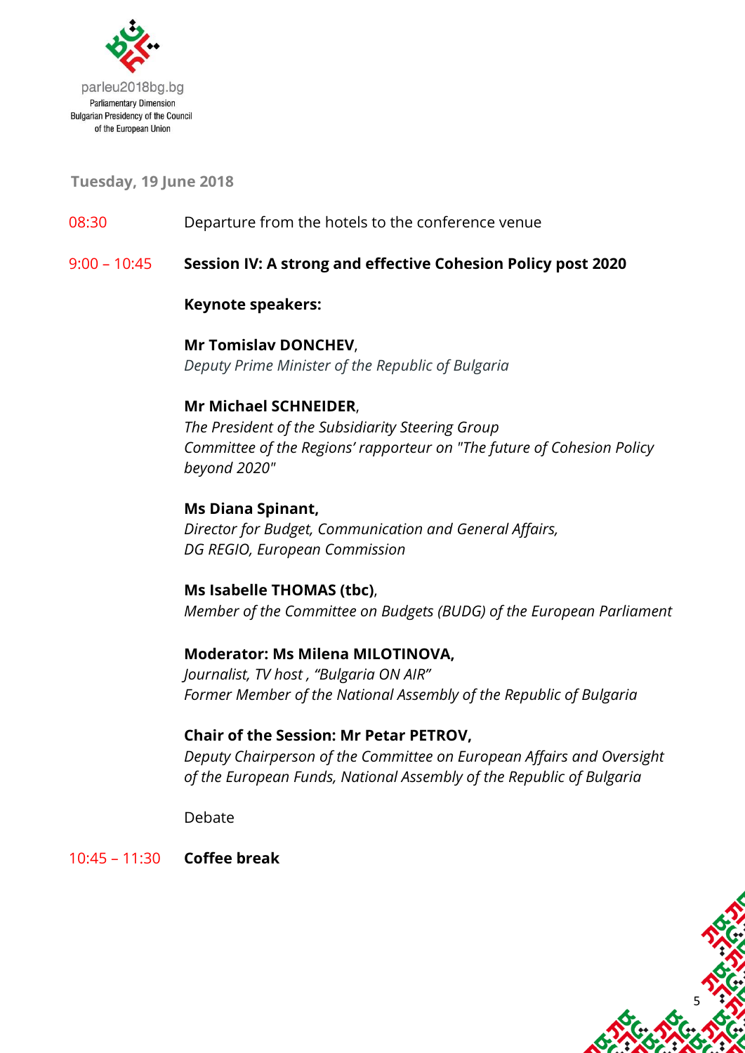parleu2018bg.bg
Parliamentary Dimension
Bulgarian Presidency of the Council
of the European Union

**Tuesday, 19 June 2018**

08:30 Departure from the hotels to the conference venue

9:00 – 10:45 **Session IV: A strong and effective Cohesion Policy post 2020**

**Keynote speakers:**

**Mr Tomislav DONCHEV**,
*Deputy Prime Minister of the Republic of Bulgaria*

**Mr Michael SCHNEIDER**,
*The President of the Subsidiarity Steering Group*
*Committee of the Regions' rapporteur on "The future of Cohesion Policy beyond 2020"*

**Ms Diana Spinant,**
*Director for Budget, Communication and General Affairs,*
*DG REGIO, European Commission*

**Ms Isabelle THOMAS (tbc)**,
*Member of the Committee on Budgets (BUDG) of the European Parliament*

**Moderator: Ms Milena MILOTINOVA,**
*Journalist, TV host , "Bulgaria ON AIR"*
*Former Member of the National Assembly of the Republic of Bulgaria*

**Chair of the Session: Mr Petar PETROV,**
*Deputy Chairperson of the Committee on European Affairs and Oversight of the European Funds, National Assembly of the Republic of Bulgaria*

Debate

10:45 – 11:30 **Coffee break**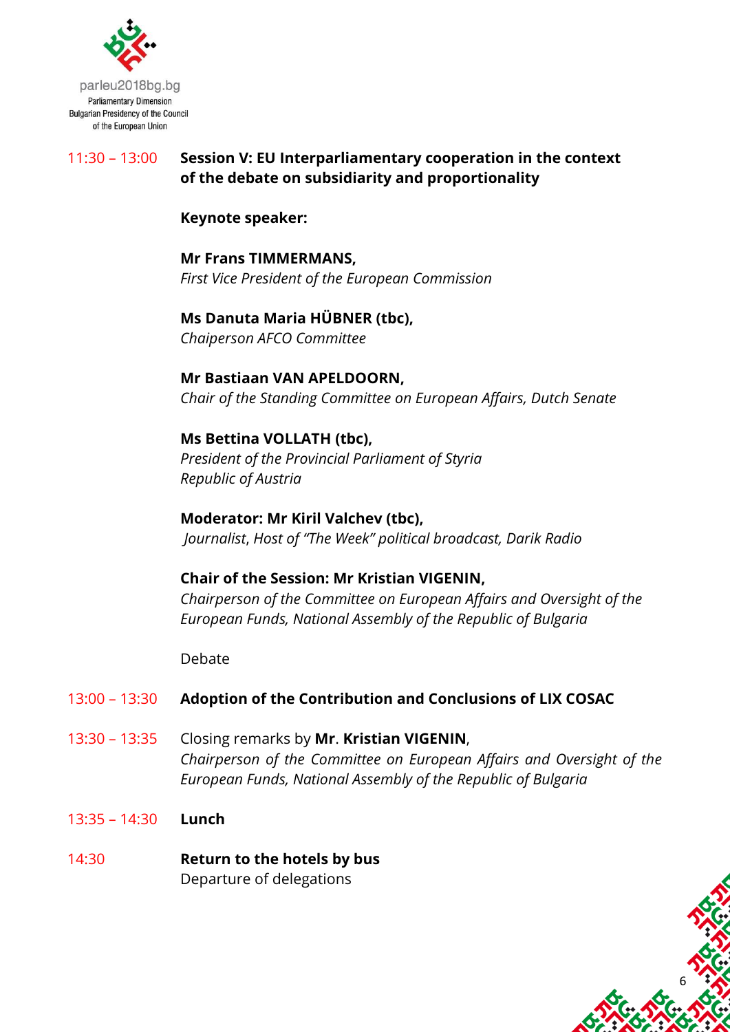parleu2018bg.bg
Parliamentary Dimension
Bulgarian Presidency of the Council of the European Union

| | |
|---|---|
| 11:30 – 13:00 | **Session V: EU Interparliamentary cooperation in the context of the debate on subsidiarity and proportionality**<br><br>**Keynote speaker:**<br><br>**Mr Frans TIMMERMANS,**<br>*First Vice President of the European Commission*<br><br>**Ms Danuta Maria HÜBNER (tbc),**<br>*Chaiperson AFCO Committee*<br><br>**Mr Bastiaan VAN APELDOORN,**<br>*Chair of the Standing Committee on European Affairs, Dutch Senate*<br><br>**Ms Bettina VOLLATH (tbc),**<br>*President of the Provincial Parliament of Styria Republic of Austria*<br><br>**Moderator: Mr Kiril Valchev (tbc),**<br>*Journalist*, *Host of "The Week" political broadcast, Darik Radio*<br><br>**Chair of the Session: Mr Kristian VIGENIN,**<br>*Chairperson of the Committee on European Affairs and Oversight of the European Funds, National Assembly of the Republic of Bulgaria*<br><br>Debate |
| 13:00 – 13:30 | **Adoption of the Contribution and Conclusions of LIX COSAC** |
| 13:30 – 13:35 | Closing remarks by **Mr**. **Kristian VIGENIN**, *Chairperson of the Committee on European Affairs and Oversight of the European Funds, National Assembly of the Republic of Bulgaria* |
| 13:35 – 14:30 | **Lunch** |
| 14:30 | **Return to the hotels by bus**<br>Departure of delegations |